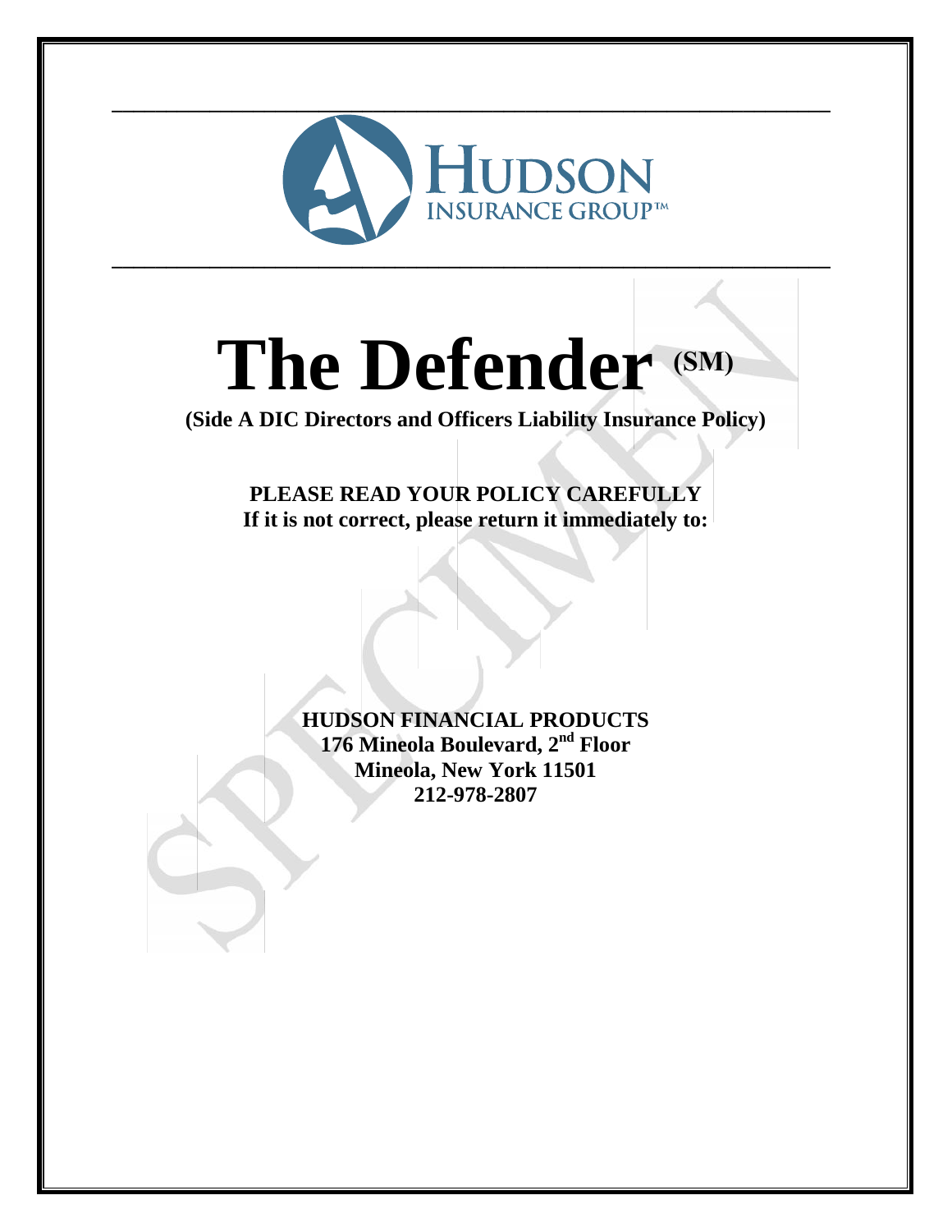HUDSON INSURANCE GROUP™

# The Defender (SM)

**(Side A DIC Directors and Officers Liability Insurance Policy)**

**PLEASE READ YOUR POLICY CAREFULLY**
**If it is not correct, please return it immediately to:**

**HUDSON FINANCIAL PRODUCTS**
**176 Mineola Boulevard, 2nd Floor**
**Mineola, New York 11501**
**212-978-2807**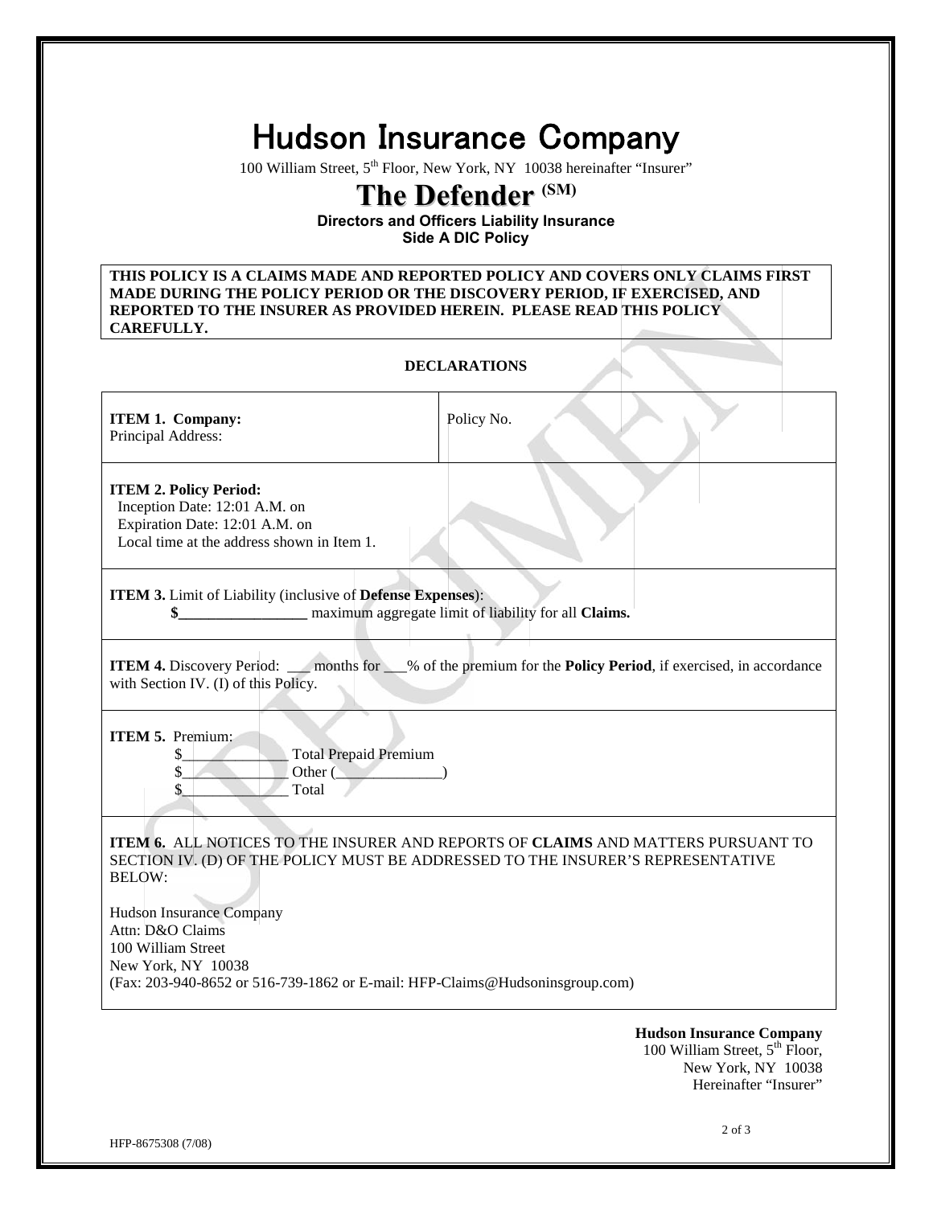# Hudson Insurance Company

100 William Street, 5th Floor, New York, NY 10038 hereinafter "Insurer"

## The Defender (SM)

**Directors and Officers Liability Insurance**
**Side A DIC Policy**

**THIS POLICY IS A CLAIMS MADE AND REPORTED POLICY AND COVERS ONLY CLAIMS FIRST MADE DURING THE POLICY PERIOD OR THE DISCOVERY PERIOD, IF EXERCISED, AND REPORTED TO THE INSURER AS PROVIDED HEREIN. PLEASE READ THIS POLICY CAREFULLY.**

**DECLARATIONS**

| | |
|---|---|
| **ITEM 1. Company:**<br>Principal Address: | Policy No. |

**ITEM 2. Policy Period:**
Inception Date: 12:01 A.M. on
Expiration Date: 12:01 A.M. on
Local time at the address shown in Item 1.

**ITEM 3.** Limit of Liability (inclusive of **Defense Expenses**):
**$_________________** maximum aggregate limit of liability for all **Claims.**

**ITEM 4.** Discovery Period: ___ months for ___% of the premium for the **Policy Period**, if exercised, in accordance with Section IV. (I) of this Policy.

**ITEM 5.** Premium:
$______________ Total Prepaid Premium
$______________ Other (______________)
$______________ Total

**ITEM 6.** ALL NOTICES TO THE INSURER AND REPORTS OF **CLAIMS** AND MATTERS PURSUANT TO SECTION IV. (D) OF THE POLICY MUST BE ADDRESSED TO THE INSURER'S REPRESENTATIVE BELOW:

Hudson Insurance Company
Attn: D&O Claims
100 William Street
New York, NY 10038
(Fax: 203-940-8652 or 516-739-1862 or E-mail: HFP-Claims@Hudsoninsgroup.com)

**Hudson Insurance Company**
100 William Street, 5th Floor,
New York, NY 10038
Hereinafter "Insurer"

HFP-8675308 (7/08)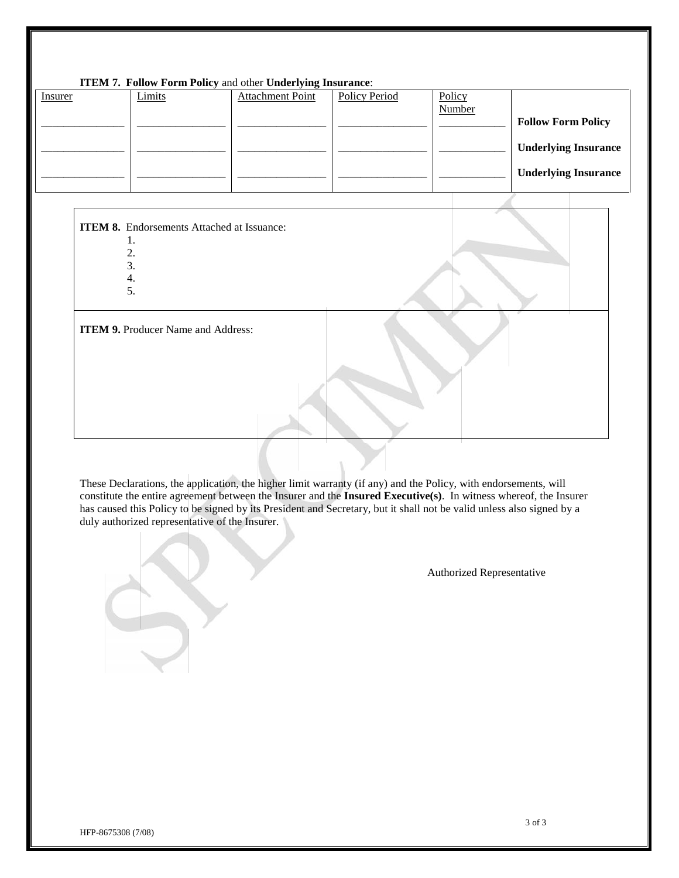**ITEM 7. Follow Form Policy** and other **Underlying Insurance**:

| Insurer | Limits | Attachment Point | Policy Period | Policy Number | |
|---|---|---|---|---|---|
| _______________ | _______________ | _______________ | _______________ | ___________ | **Follow Form Policy** |
| _______________ | _______________ | _______________ | _______________ | ___________ | **Underlying Insurance** |
| _______________ | _______________ | _______________ | _______________ | ___________ | **Underlying Insurance** |

**ITEM 8.** Endorsements Attached at Issuance:

1.
2.
3.
4.
5.

**ITEM 9.** Producer Name and Address:

These Declarations, the application, the higher limit warranty (if any) and the Policy, with endorsements, will constitute the entire agreement between the Insurer and the **Insured Executive(s)**. In witness whereof, the Insurer has caused this Policy to be signed by its President and Secretary, but it shall not be valid unless also signed by a duly authorized representative of the Insurer.

Authorized Representative

HFP-8675308 (7/08)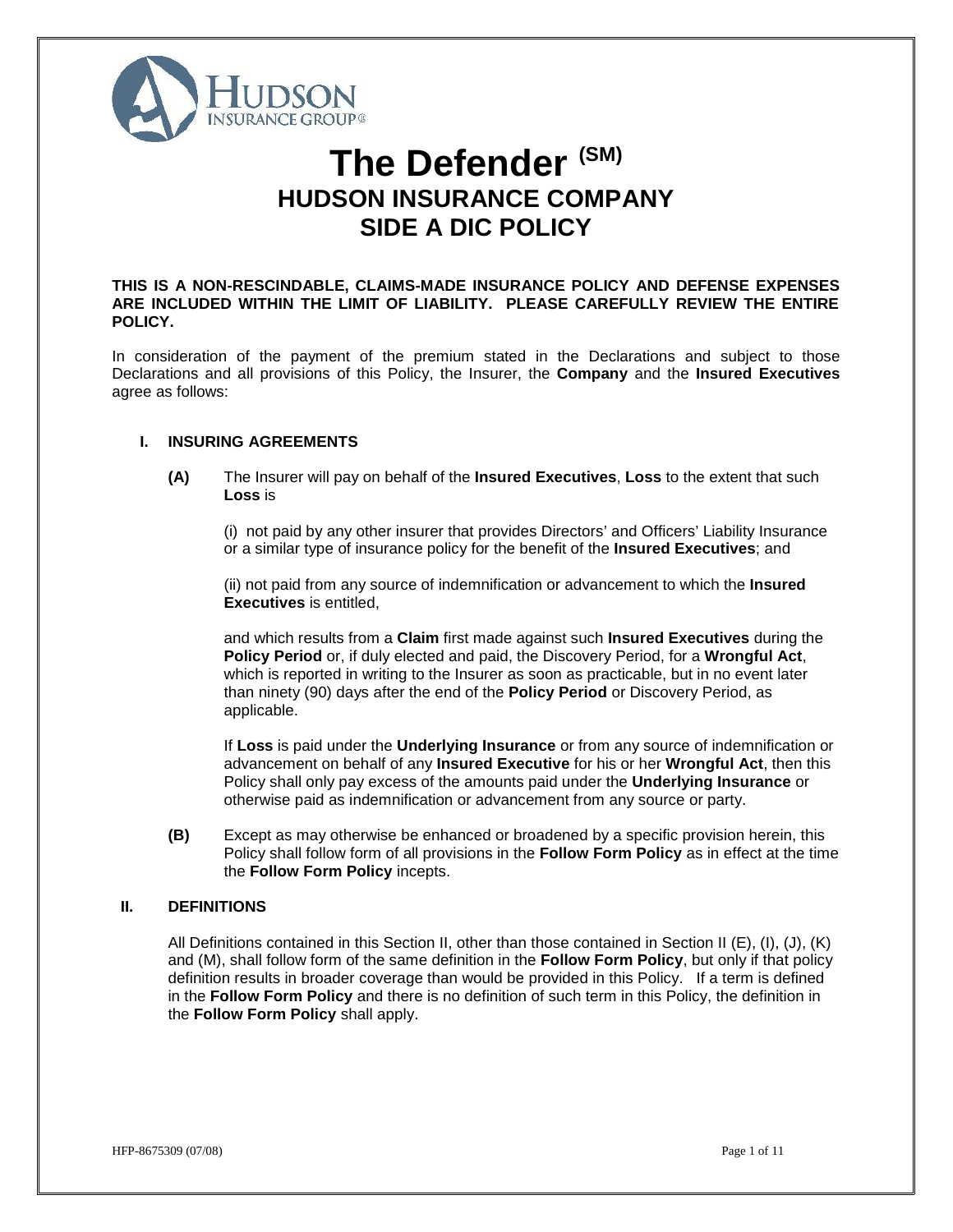# The Defender (SM)

## HUDSON INSURANCE COMPANY
## SIDE A DIC POLICY

**THIS IS A NON-RESCINDABLE, CLAIMS-MADE INSURANCE POLICY AND DEFENSE EXPENSES ARE INCLUDED WITHIN THE LIMIT OF LIABILITY. PLEASE CAREFULLY REVIEW THE ENTIRE POLICY.**

In consideration of the payment of the premium stated in the Declarations and subject to those Declarations and all provisions of this Policy, the Insurer, the **Company** and the **Insured Executives** agree as follows:

### I. INSURING AGREEMENTS

**(A)** The Insurer will pay on behalf of the **Insured Executives**, **Loss** to the extent that such **Loss** is

(i) not paid by any other insurer that provides Directors' and Officers' Liability Insurance or a similar type of insurance policy for the benefit of the **Insured Executives**; and

(ii) not paid from any source of indemnification or advancement to which the **Insured Executives** is entitled,

and which results from a **Claim** first made against such **Insured Executives** during the **Policy Period** or, if duly elected and paid, the Discovery Period, for a **Wrongful Act**, which is reported in writing to the Insurer as soon as practicable, but in no event later than ninety (90) days after the end of the **Policy Period** or Discovery Period, as applicable.

If **Loss** is paid under the **Underlying Insurance** or from any source of indemnification or advancement on behalf of any **Insured Executive** for his or her **Wrongful Act**, then this Policy shall only pay excess of the amounts paid under the **Underlying Insurance** or otherwise paid as indemnification or advancement from any source or party.

**(B)** Except as may otherwise be enhanced or broadened by a specific provision herein, this Policy shall follow form of all provisions in the **Follow Form Policy** as in effect at the time the **Follow Form Policy** incepts.

### II. DEFINITIONS

All Definitions contained in this Section II, other than those contained in Section II (E), (I), (J), (K) and (M), shall follow form of the same definition in the **Follow Form Policy**, but only if that policy definition results in broader coverage than would be provided in this Policy. If a term is defined in the **Follow Form Policy** and there is no definition of such term in this Policy, the definition in the **Follow Form Policy** shall apply.

HFP-8675309 (07/08)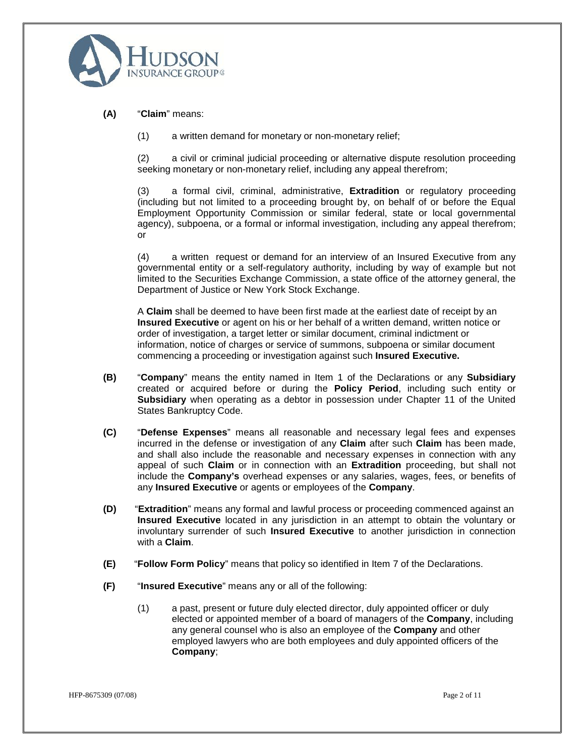**(A)** "**Claim**" means:

(1) a written demand for monetary or non-monetary relief;

(2) a civil or criminal judicial proceeding or alternative dispute resolution proceeding seeking monetary or non-monetary relief, including any appeal therefrom;

(3) a formal civil, criminal, administrative, **Extradition** or regulatory proceeding (including but not limited to a proceeding brought by, on behalf of or before the Equal Employment Opportunity Commission or similar federal, state or local governmental agency), subpoena, or a formal or informal investigation, including any appeal therefrom; or

(4) a written request or demand for an interview of an Insured Executive from any governmental entity or a self-regulatory authority, including by way of example but not limited to the Securities Exchange Commission, a state office of the attorney general, the Department of Justice or New York Stock Exchange.

A **Claim** shall be deemed to have been first made at the earliest date of receipt by an **Insured Executive** or agent on his or her behalf of a written demand, written notice or order of investigation, a target letter or similar document, criminal indictment or information, notice of charges or service of summons, subpoena or similar document commencing a proceeding or investigation against such **Insured Executive.**

**(B)** "**Company**" means the entity named in Item 1 of the Declarations or any **Subsidiary** created or acquired before or during the **Policy Period**, including such entity or **Subsidiary** when operating as a debtor in possession under Chapter 11 of the United States Bankruptcy Code.

**(C)** "**Defense Expenses**" means all reasonable and necessary legal fees and expenses incurred in the defense or investigation of any **Claim** after such **Claim** has been made, and shall also include the reasonable and necessary expenses in connection with any appeal of such **Claim** or in connection with an **Extradition** proceeding, but shall not include the **Company's** overhead expenses or any salaries, wages, fees, or benefits of any **Insured Executive** or agents or employees of the **Company**.

**(D)** "**Extradition**" means any formal and lawful process or proceeding commenced against an **Insured Executive** located in any jurisdiction in an attempt to obtain the voluntary or involuntary surrender of such **Insured Executive** to another jurisdiction in connection with a **Claim**.

**(E)** "**Follow Form Policy**" means that policy so identified in Item 7 of the Declarations.

**(F)** "**Insured Executive**" means any or all of the following:

(1) a past, present or future duly elected director, duly appointed officer or duly elected or appointed member of a board of managers of the **Company**, including any general counsel who is also an employee of the **Company** and other employed lawyers who are both employees and duly appointed officers of the **Company**;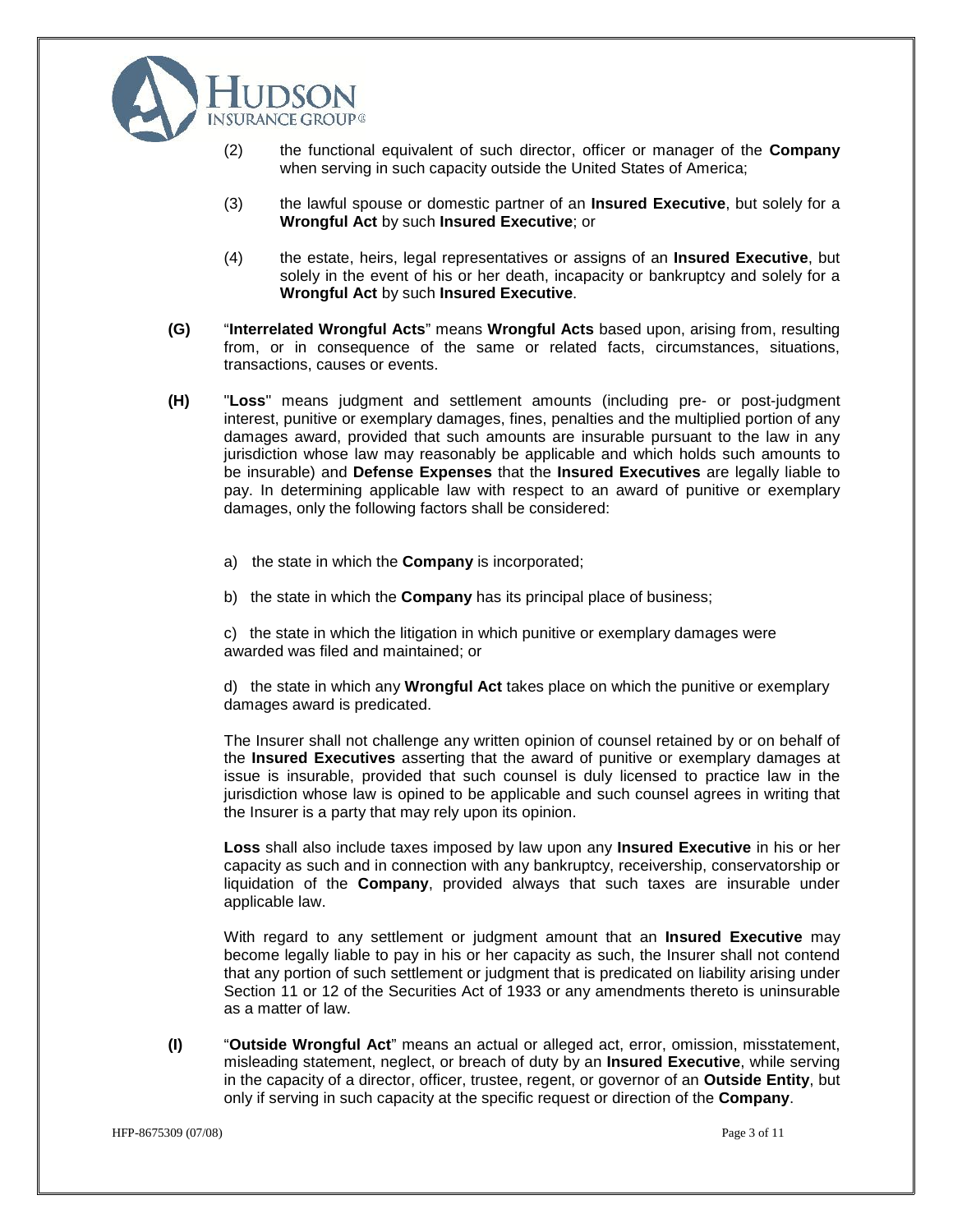(2) the functional equivalent of such director, officer or manager of the **Company** when serving in such capacity outside the United States of America;

(3) the lawful spouse or domestic partner of an **Insured Executive**, but solely for a **Wrongful Act** by such **Insured Executive**; or

(4) the estate, heirs, legal representatives or assigns of an **Insured Executive**, but solely in the event of his or her death, incapacity or bankruptcy and solely for a **Wrongful Act** by such **Insured Executive**.

**(G)** "**Interrelated Wrongful Acts**" means **Wrongful Acts** based upon, arising from, resulting from, or in consequence of the same or related facts, circumstances, situations, transactions, causes or events.

**(H)** "**Loss**" means judgment and settlement amounts (including pre- or post-judgment interest, punitive or exemplary damages, fines, penalties and the multiplied portion of any damages award, provided that such amounts are insurable pursuant to the law in any jurisdiction whose law may reasonably be applicable and which holds such amounts to be insurable) and **Defense Expenses** that the **Insured Executives** are legally liable to pay. In determining applicable law with respect to an award of punitive or exemplary damages, only the following factors shall be considered:

a) the state in which the **Company** is incorporated;

b) the state in which the **Company** has its principal place of business;

c) the state in which the litigation in which punitive or exemplary damages were awarded was filed and maintained; or

d) the state in which any **Wrongful Act** takes place on which the punitive or exemplary damages award is predicated.

The Insurer shall not challenge any written opinion of counsel retained by or on behalf of the **Insured Executives** asserting that the award of punitive or exemplary damages at issue is insurable, provided that such counsel is duly licensed to practice law in the jurisdiction whose law is opined to be applicable and such counsel agrees in writing that the Insurer is a party that may rely upon its opinion.

**Loss** shall also include taxes imposed by law upon any **Insured Executive** in his or her capacity as such and in connection with any bankruptcy, receivership, conservatorship or liquidation of the **Company**, provided always that such taxes are insurable under applicable law.

With regard to any settlement or judgment amount that an **Insured Executive** may become legally liable to pay in his or her capacity as such, the Insurer shall not contend that any portion of such settlement or judgment that is predicated on liability arising under Section 11 or 12 of the Securities Act of 1933 or any amendments thereto is uninsurable as a matter of law.

**(I)** "**Outside Wrongful Act**" means an actual or alleged act, error, omission, misstatement, misleading statement, neglect, or breach of duty by an **Insured Executive**, while serving in the capacity of a director, officer, trustee, regent, or governor of an **Outside Entity**, but only if serving in such capacity at the specific request or direction of the **Company**.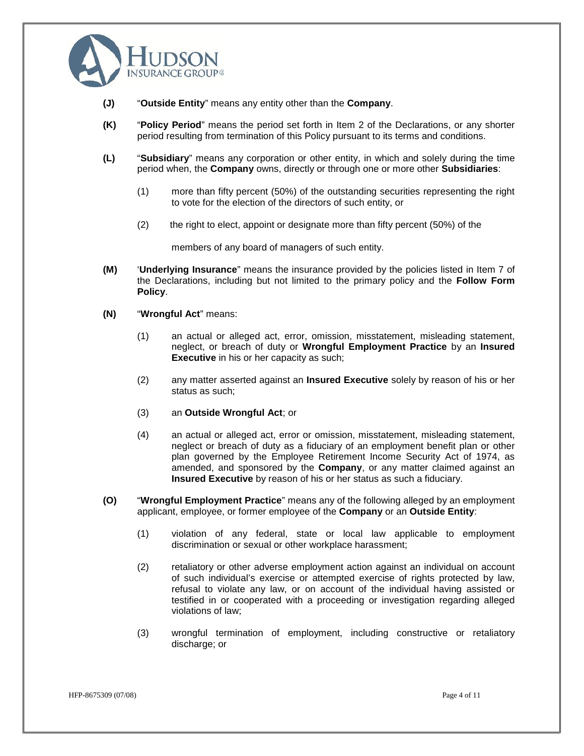**(J)** "**Outside Entity**" means any entity other than the **Company**.

**(K)** "**Policy Period**" means the period set forth in Item 2 of the Declarations, or any shorter period resulting from termination of this Policy pursuant to its terms and conditions.

**(L)** "**Subsidiary**" means any corporation or other entity, in which and solely during the time period when, the **Company** owns, directly or through one or more other **Subsidiaries**:

(1) more than fifty percent (50%) of the outstanding securities representing the right to vote for the election of the directors of such entity, or

(2) the right to elect, appoint or designate more than fifty percent (50%) of the members of any board of managers of such entity.

**(M)** '**Underlying Insurance**" means the insurance provided by the policies listed in Item 7 of the Declarations, including but not limited to the primary policy and the **Follow Form Policy**.

**(N)** "**Wrongful Act**" means:

(1) an actual or alleged act, error, omission, misstatement, misleading statement, neglect, or breach of duty or **Wrongful Employment Practice** by an **Insured Executive** in his or her capacity as such;

(2) any matter asserted against an **Insured Executive** solely by reason of his or her status as such;

(3) an **Outside Wrongful Act**; or

(4) an actual or alleged act, error or omission, misstatement, misleading statement, neglect or breach of duty as a fiduciary of an employment benefit plan or other plan governed by the Employee Retirement Income Security Act of 1974, as amended, and sponsored by the **Company**, or any matter claimed against an **Insured Executive** by reason of his or her status as such a fiduciary.

**(O)** "**Wrongful Employment Practice**" means any of the following alleged by an employment applicant, employee, or former employee of the **Company** or an **Outside Entity**:

(1) violation of any federal, state or local law applicable to employment discrimination or sexual or other workplace harassment;

(2) retaliatory or other adverse employment action against an individual on account of such individual's exercise or attempted exercise of rights protected by law, refusal to violate any law, or on account of the individual having assisted or testified in or cooperated with a proceeding or investigation regarding alleged violations of law;

(3) wrongful termination of employment, including constructive or retaliatory discharge; or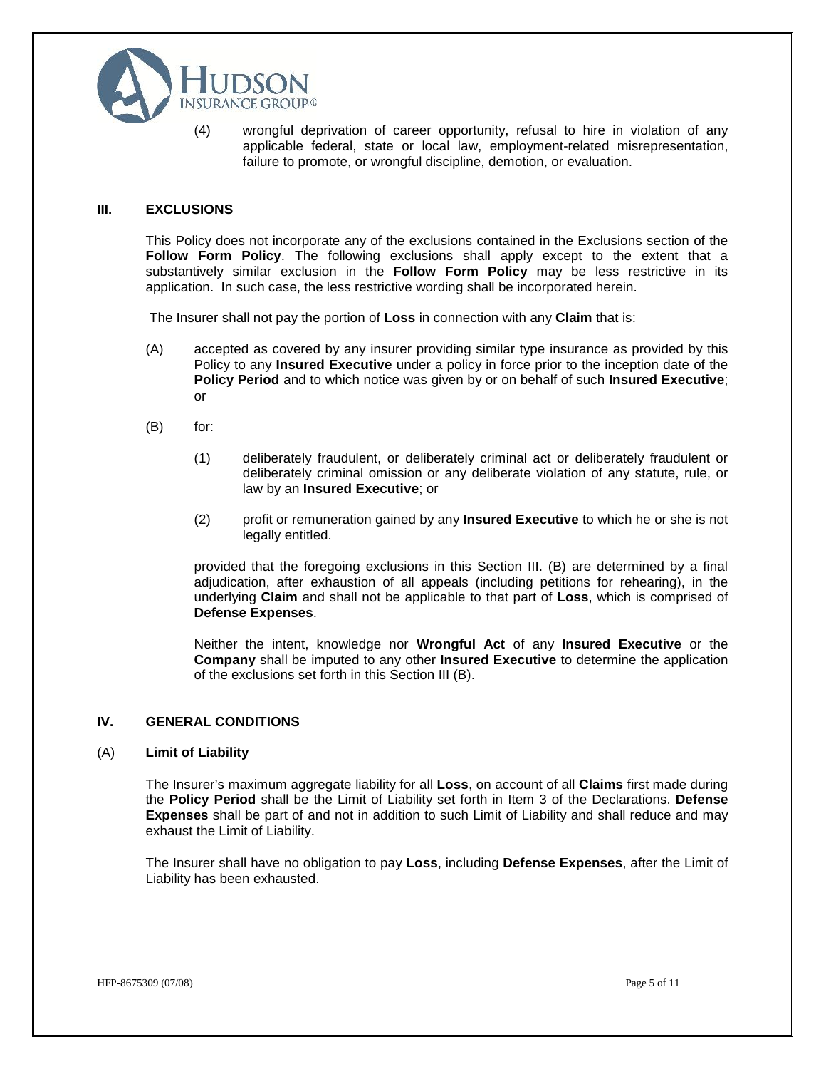(4) wrongful deprivation of career opportunity, refusal to hire in violation of any applicable federal, state or local law, employment-related misrepresentation, failure to promote, or wrongful discipline, demotion, or evaluation.

## III. EXCLUSIONS

This Policy does not incorporate any of the exclusions contained in the Exclusions section of the **Follow Form Policy**. The following exclusions shall apply except to the extent that a substantively similar exclusion in the **Follow Form Policy** may be less restrictive in its application. In such case, the less restrictive wording shall be incorporated herein.

The Insurer shall not pay the portion of **Loss** in connection with any **Claim** that is:

(A) accepted as covered by any insurer providing similar type insurance as provided by this Policy to any **Insured Executive** under a policy in force prior to the inception date of the **Policy Period** and to which notice was given by or on behalf of such **Insured Executive**; or

(B) for:

(1) deliberately fraudulent, or deliberately criminal act or deliberately fraudulent or deliberately criminal omission or any deliberate violation of any statute, rule, or law by an **Insured Executive**; or

(2) profit or remuneration gained by any **Insured Executive** to which he or she is not legally entitled.

provided that the foregoing exclusions in this Section III. (B) are determined by a final adjudication, after exhaustion of all appeals (including petitions for rehearing), in the underlying **Claim** and shall not be applicable to that part of **Loss**, which is comprised of **Defense Expenses**.

Neither the intent, knowledge nor **Wrongful Act** of any **Insured Executive** or the **Company** shall be imputed to any other **Insured Executive** to determine the application of the exclusions set forth in this Section III (B).

## IV. GENERAL CONDITIONS

### (A) Limit of Liability

The Insurer's maximum aggregate liability for all **Loss**, on account of all **Claims** first made during the **Policy Period** shall be the Limit of Liability set forth in Item 3 of the Declarations. **Defense Expenses** shall be part of and not in addition to such Limit of Liability and shall reduce and may exhaust the Limit of Liability.

The Insurer shall have no obligation to pay **Loss**, including **Defense Expenses**, after the Limit of Liability has been exhausted.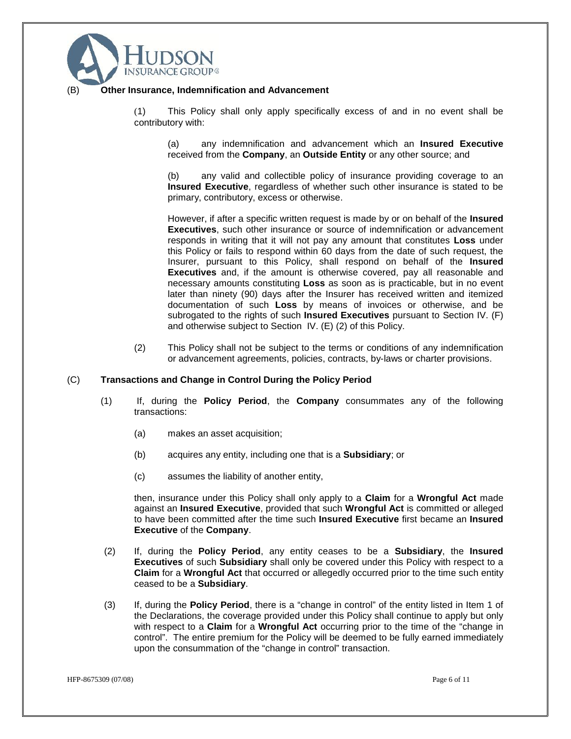(B) **Other Insurance, Indemnification and Advancement**

(1) This Policy shall only apply specifically excess of and in no event shall be contributory with:

(a) any indemnification and advancement which an **Insured Executive** received from the **Company**, an **Outside Entity** or any other source; and

(b) any valid and collectible policy of insurance providing coverage to an **Insured Executive**, regardless of whether such other insurance is stated to be primary, contributory, excess or otherwise.

However, if after a specific written request is made by or on behalf of the **Insured Executives**, such other insurance or source of indemnification or advancement responds in writing that it will not pay any amount that constitutes **Loss** under this Policy or fails to respond within 60 days from the date of such request, the Insurer, pursuant to this Policy, shall respond on behalf of the **Insured Executives** and, if the amount is otherwise covered, pay all reasonable and necessary amounts constituting **Loss** as soon as is practicable, but in no event later than ninety (90) days after the Insurer has received written and itemized documentation of such **Loss** by means of invoices or otherwise, and be subrogated to the rights of such **Insured Executives** pursuant to Section IV. (F) and otherwise subject to Section IV. (E) (2) of this Policy.

(2) This Policy shall not be subject to the terms or conditions of any indemnification or advancement agreements, policies, contracts, by-laws or charter provisions.

(C) **Transactions and Change in Control During the Policy Period**

(1) If, during the **Policy Period**, the **Company** consummates any of the following transactions:

(a) makes an asset acquisition;

(b) acquires any entity, including one that is a **Subsidiary**; or

(c) assumes the liability of another entity,

then, insurance under this Policy shall only apply to a **Claim** for a **Wrongful Act** made against an **Insured Executive**, provided that such **Wrongful Act** is committed or alleged to have been committed after the time such **Insured Executive** first became an **Insured Executive** of the **Company**.

(2) If, during the **Policy Period**, any entity ceases to be a **Subsidiary**, the **Insured Executives** of such **Subsidiary** shall only be covered under this Policy with respect to a **Claim** for a **Wrongful Act** that occurred or allegedly occurred prior to the time such entity ceased to be a **Subsidiary**.

(3) If, during the **Policy Period**, there is a "change in control" of the entity listed in Item 1 of the Declarations, the coverage provided under this Policy shall continue to apply but only with respect to a **Claim** for a **Wrongful Act** occurring prior to the time of the "change in control". The entire premium for the Policy will be deemed to be fully earned immediately upon the consummation of the "change in control" transaction.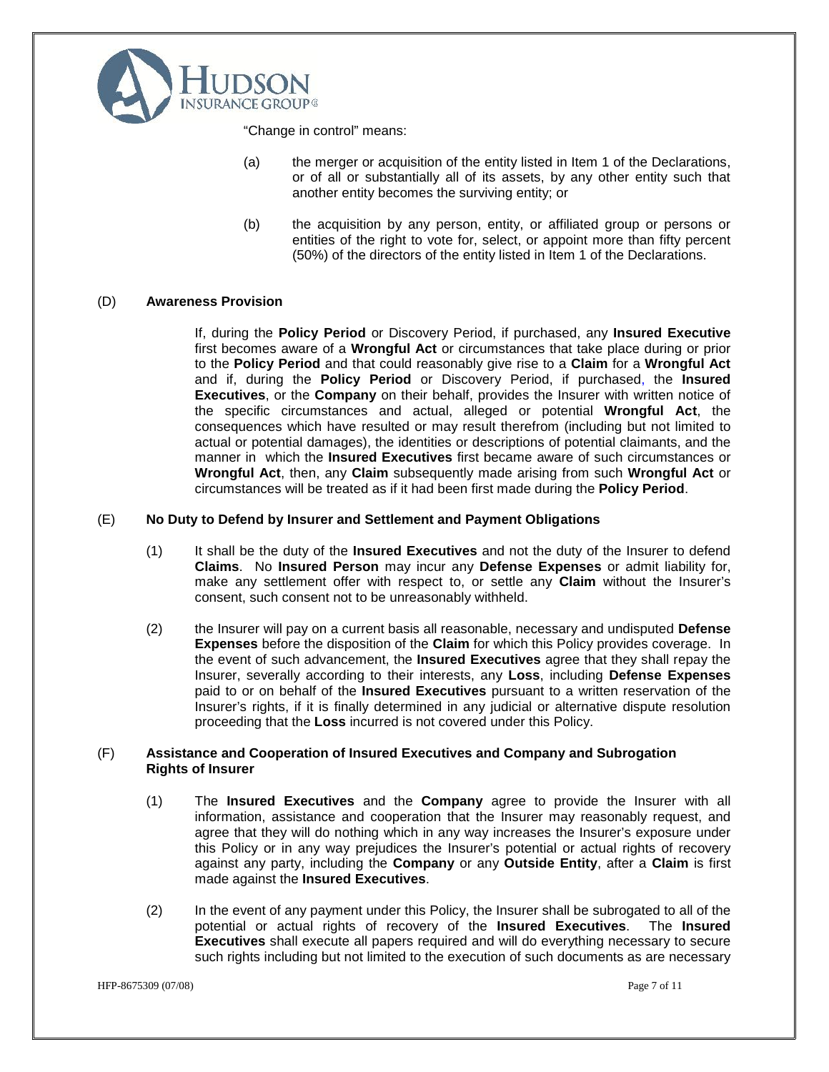"Change in control" means:

(a) the merger or acquisition of the entity listed in Item 1 of the Declarations, or of all or substantially all of its assets, by any other entity such that another entity becomes the surviving entity; or

(b) the acquisition by any person, entity, or affiliated group or persons or entities of the right to vote for, select, or appoint more than fifty percent (50%) of the directors of the entity listed in Item 1 of the Declarations.

(D) **Awareness Provision**

If, during the **Policy Period** or Discovery Period, if purchased, any **Insured Executive** first becomes aware of a **Wrongful Act** or circumstances that take place during or prior to the **Policy Period** and that could reasonably give rise to a **Claim** for a **Wrongful Act** and if, during the **Policy Period** or Discovery Period, if purchased, the **Insured Executives**, or the **Company** on their behalf, provides the Insurer with written notice of the specific circumstances and actual, alleged or potential **Wrongful Act**, the consequences which have resulted or may result therefrom (including but not limited to actual or potential damages), the identities or descriptions of potential claimants, and the manner in which the **Insured Executives** first became aware of such circumstances or **Wrongful Act**, then, any **Claim** subsequently made arising from such **Wrongful Act** or circumstances will be treated as if it had been first made during the **Policy Period**.

(E) **No Duty to Defend by Insurer and Settlement and Payment Obligations**

(1) It shall be the duty of the **Insured Executives** and not the duty of the Insurer to defend **Claims**. No **Insured Person** may incur any **Defense Expenses** or admit liability for, make any settlement offer with respect to, or settle any **Claim** without the Insurer's consent, such consent not to be unreasonably withheld.

(2) the Insurer will pay on a current basis all reasonable, necessary and undisputed **Defense Expenses** before the disposition of the **Claim** for which this Policy provides coverage. In the event of such advancement, the **Insured Executives** agree that they shall repay the Insurer, severally according to their interests, any **Loss**, including **Defense Expenses** paid to or on behalf of the **Insured Executives** pursuant to a written reservation of the Insurer's rights, if it is finally determined in any judicial or alternative dispute resolution proceeding that the **Loss** incurred is not covered under this Policy.

(F) **Assistance and Cooperation of Insured Executives and Company and Subrogation Rights of Insurer**

(1) The **Insured Executives** and the **Company** agree to provide the Insurer with all information, assistance and cooperation that the Insurer may reasonably request, and agree that they will do nothing which in any way increases the Insurer's exposure under this Policy or in any way prejudices the Insurer's potential or actual rights of recovery against any party, including the **Company** or any **Outside Entity**, after a **Claim** is first made against the **Insured Executives**.

(2) In the event of any payment under this Policy, the Insurer shall be subrogated to all of the potential or actual rights of recovery of the **Insured Executives**. The **Insured Executives** shall execute all papers required and will do everything necessary to secure such rights including but not limited to the execution of such documents as are necessary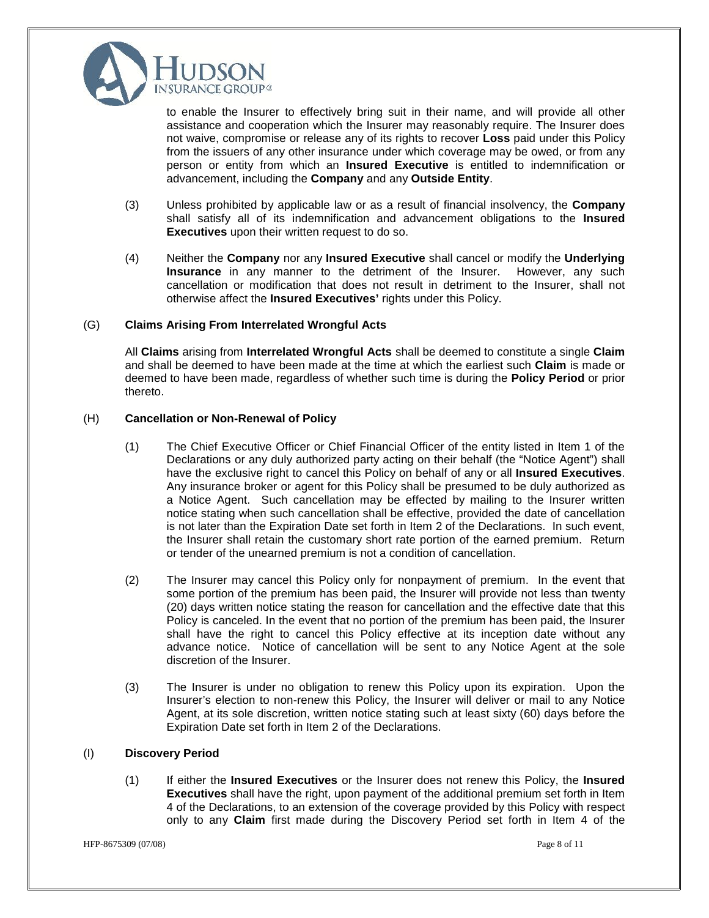to enable the Insurer to effectively bring suit in their name, and will provide all other assistance and cooperation which the Insurer may reasonably require. The Insurer does not waive, compromise or release any of its rights to recover **Loss** paid under this Policy from the issuers of any other insurance under which coverage may be owed, or from any person or entity from which an **Insured Executive** is entitled to indemnification or advancement, including the **Company** and any **Outside Entity**.

(3) Unless prohibited by applicable law or as a result of financial insolvency, the **Company** shall satisfy all of its indemnification and advancement obligations to the **Insured Executives** upon their written request to do so.

(4) Neither the **Company** nor any **Insured Executive** shall cancel or modify the **Underlying Insurance** in any manner to the detriment of the Insurer. However, any such cancellation or modification that does not result in detriment to the Insurer, shall not otherwise affect the **Insured Executives'** rights under this Policy.

(G) **Claims Arising From Interrelated Wrongful Acts**

All **Claims** arising from **Interrelated Wrongful Acts** shall be deemed to constitute a single **Claim** and shall be deemed to have been made at the time at which the earliest such **Claim** is made or deemed to have been made, regardless of whether such time is during the **Policy Period** or prior thereto.

(H) **Cancellation or Non-Renewal of Policy**

(1) The Chief Executive Officer or Chief Financial Officer of the entity listed in Item 1 of the Declarations or any duly authorized party acting on their behalf (the "Notice Agent") shall have the exclusive right to cancel this Policy on behalf of any or all **Insured Executives**. Any insurance broker or agent for this Policy shall be presumed to be duly authorized as a Notice Agent. Such cancellation may be effected by mailing to the Insurer written notice stating when such cancellation shall be effective, provided the date of cancellation is not later than the Expiration Date set forth in Item 2 of the Declarations. In such event, the Insurer shall retain the customary short rate portion of the earned premium. Return or tender of the unearned premium is not a condition of cancellation.

(2) The Insurer may cancel this Policy only for nonpayment of premium. In the event that some portion of the premium has been paid, the Insurer will provide not less than twenty (20) days written notice stating the reason for cancellation and the effective date that this Policy is canceled. In the event that no portion of the premium has been paid, the Insurer shall have the right to cancel this Policy effective at its inception date without any advance notice. Notice of cancellation will be sent to any Notice Agent at the sole discretion of the Insurer.

(3) The Insurer is under no obligation to renew this Policy upon its expiration. Upon the Insurer's election to non-renew this Policy, the Insurer will deliver or mail to any Notice Agent, at its sole discretion, written notice stating such at least sixty (60) days before the Expiration Date set forth in Item 2 of the Declarations.

(I) **Discovery Period**

(1) If either the **Insured Executives** or the Insurer does not renew this Policy, the **Insured Executives** shall have the right, upon payment of the additional premium set forth in Item 4 of the Declarations, to an extension of the coverage provided by this Policy with respect only to any **Claim** first made during the Discovery Period set forth in Item 4 of the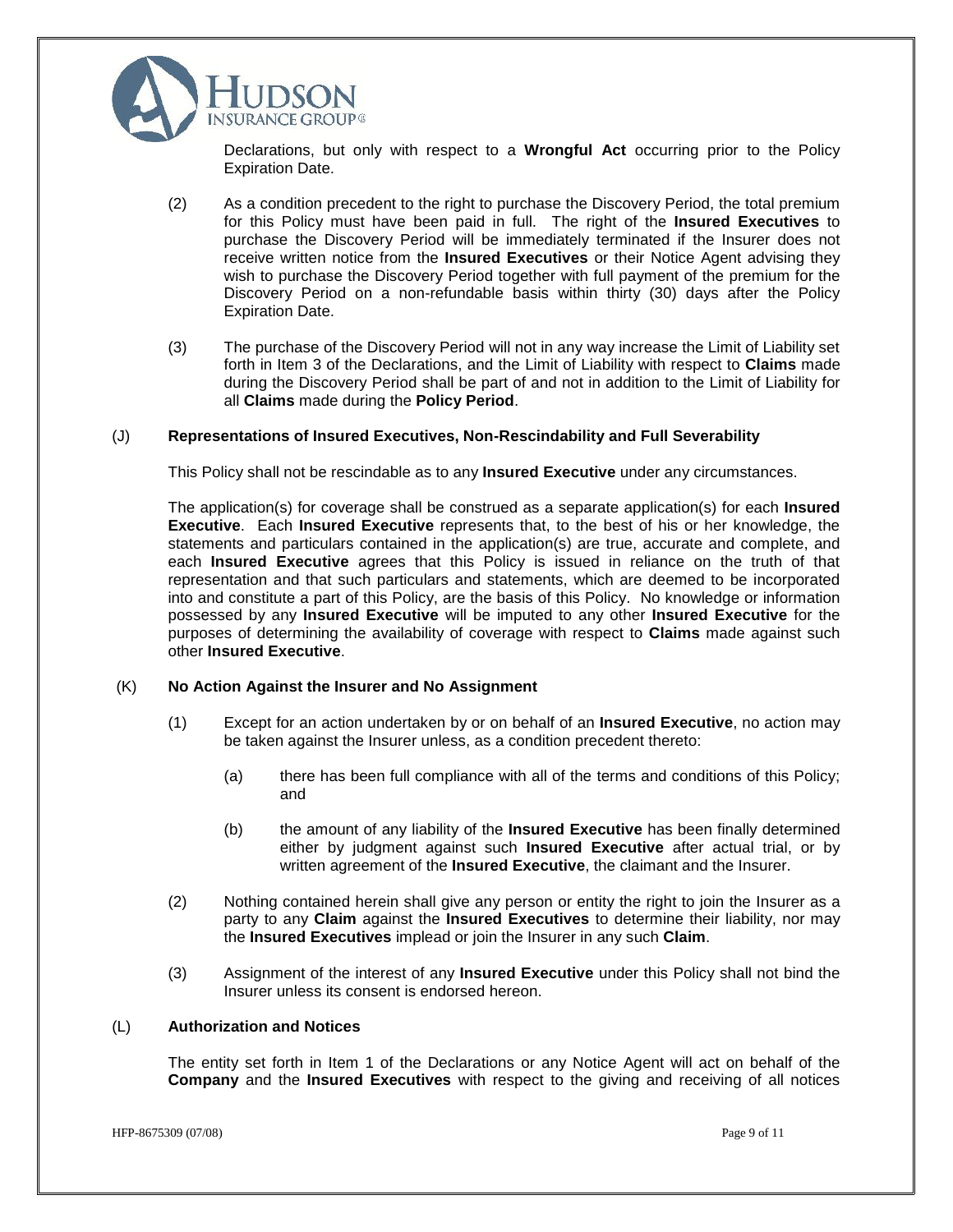Declarations, but only with respect to a **Wrongful Act** occurring prior to the Policy Expiration Date.

(2) As a condition precedent to the right to purchase the Discovery Period, the total premium for this Policy must have been paid in full. The right of the **Insured Executives** to purchase the Discovery Period will be immediately terminated if the Insurer does not receive written notice from the **Insured Executives** or their Notice Agent advising they wish to purchase the Discovery Period together with full payment of the premium for the Discovery Period on a non-refundable basis within thirty (30) days after the Policy Expiration Date.

(3) The purchase of the Discovery Period will not in any way increase the Limit of Liability set forth in Item 3 of the Declarations, and the Limit of Liability with respect to **Claims** made during the Discovery Period shall be part of and not in addition to the Limit of Liability for all **Claims** made during the **Policy Period**.

(J) **Representations of Insured Executives, Non-Rescindability and Full Severability**

This Policy shall not be rescindable as to any **Insured Executive** under any circumstances.

The application(s) for coverage shall be construed as a separate application(s) for each **Insured Executive**. Each **Insured Executive** represents that, to the best of his or her knowledge, the statements and particulars contained in the application(s) are true, accurate and complete, and each **Insured Executive** agrees that this Policy is issued in reliance on the truth of that representation and that such particulars and statements, which are deemed to be incorporated into and constitute a part of this Policy, are the basis of this Policy. No knowledge or information possessed by any **Insured Executive** will be imputed to any other **Insured Executive** for the purposes of determining the availability of coverage with respect to **Claims** made against such other **Insured Executive**.

(K) **No Action Against the Insurer and No Assignment**

(1) Except for an action undertaken by or on behalf of an **Insured Executive**, no action may be taken against the Insurer unless, as a condition precedent thereto:

(a) there has been full compliance with all of the terms and conditions of this Policy; and

(b) the amount of any liability of the **Insured Executive** has been finally determined either by judgment against such **Insured Executive** after actual trial, or by written agreement of the **Insured Executive**, the claimant and the Insurer.

(2) Nothing contained herein shall give any person or entity the right to join the Insurer as a party to any **Claim** against the **Insured Executives** to determine their liability, nor may the **Insured Executives** implead or join the Insurer in any such **Claim**.

(3) Assignment of the interest of any **Insured Executive** under this Policy shall not bind the Insurer unless its consent is endorsed hereon.

(L) **Authorization and Notices**

The entity set forth in Item 1 of the Declarations or any Notice Agent will act on behalf of the **Company** and the **Insured Executives** with respect to the giving and receiving of all notices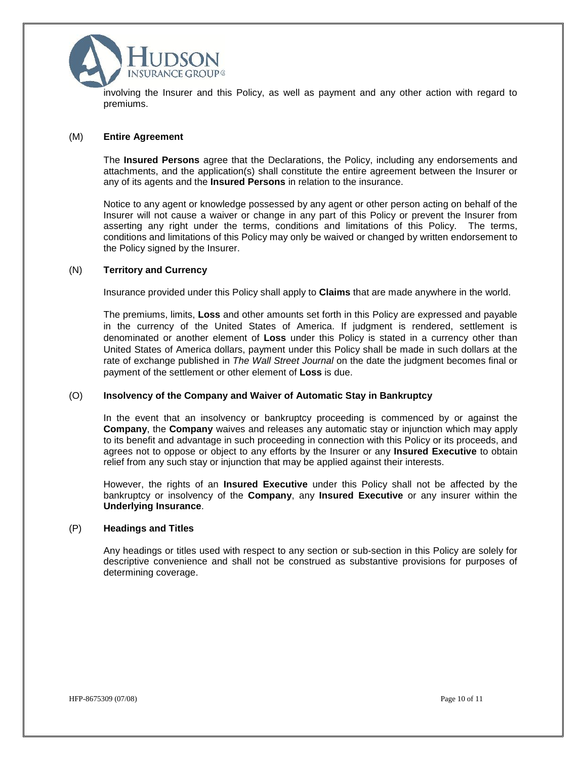involving the Insurer and this Policy, as well as payment and any other action with regard to premiums.

(M) **Entire Agreement**

The **Insured Persons** agree that the Declarations, the Policy, including any endorsements and attachments, and the application(s) shall constitute the entire agreement between the Insurer or any of its agents and the **Insured Persons** in relation to the insurance.

Notice to any agent or knowledge possessed by any agent or other person acting on behalf of the Insurer will not cause a waiver or change in any part of this Policy or prevent the Insurer from asserting any right under the terms, conditions and limitations of this Policy. The terms, conditions and limitations of this Policy may only be waived or changed by written endorsement to the Policy signed by the Insurer.

(N) **Territory and Currency**

Insurance provided under this Policy shall apply to **Claims** that are made anywhere in the world.

The premiums, limits, **Loss** and other amounts set forth in this Policy are expressed and payable in the currency of the United States of America. If judgment is rendered, settlement is denominated or another element of **Loss** under this Policy is stated in a currency other than United States of America dollars, payment under this Policy shall be made in such dollars at the rate of exchange published in *The Wall Street Journal* on the date the judgment becomes final or payment of the settlement or other element of **Loss** is due.

(O) **Insolvency of the Company and Waiver of Automatic Stay in Bankruptcy**

In the event that an insolvency or bankruptcy proceeding is commenced by or against the **Company**, the **Company** waives and releases any automatic stay or injunction which may apply to its benefit and advantage in such proceeding in connection with this Policy or its proceeds, and agrees not to oppose or object to any efforts by the Insurer or any **Insured Executive** to obtain relief from any such stay or injunction that may be applied against their interests.

However, the rights of an **Insured Executive** under this Policy shall not be affected by the bankruptcy or insolvency of the **Company**, any **Insured Executive** or any insurer within the **Underlying Insurance**.

(P) **Headings and Titles**

Any headings or titles used with respect to any section or sub-section in this Policy are solely for descriptive convenience and shall not be construed as substantive provisions for purposes of determining coverage.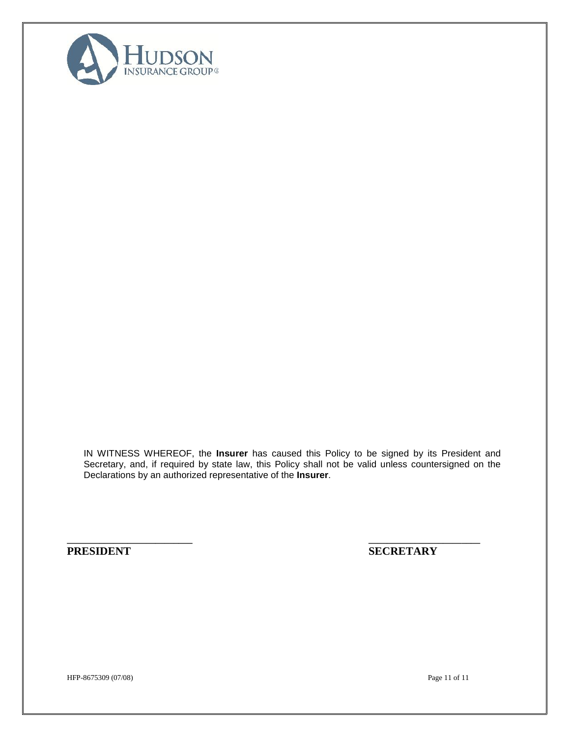IN WITNESS WHEREOF, the **Insurer** has caused this Policy to be signed by its President and Secretary, and, if required by state law, this Policy shall not be valid unless countersigned on the Declarations by an authorized representative of the **Insurer**.

\_\_\_\_\_\_\_\_\_\_\_\_\_\_\_\_\_\_\_\_\_\_\_\_ **PRESIDENT**

\_\_\_\_\_\_\_\_\_\_\_\_\_\_\_\_\_\_\_\_\_\_\_\_ **SECRETARY**

HFP-8675309 (07/08)